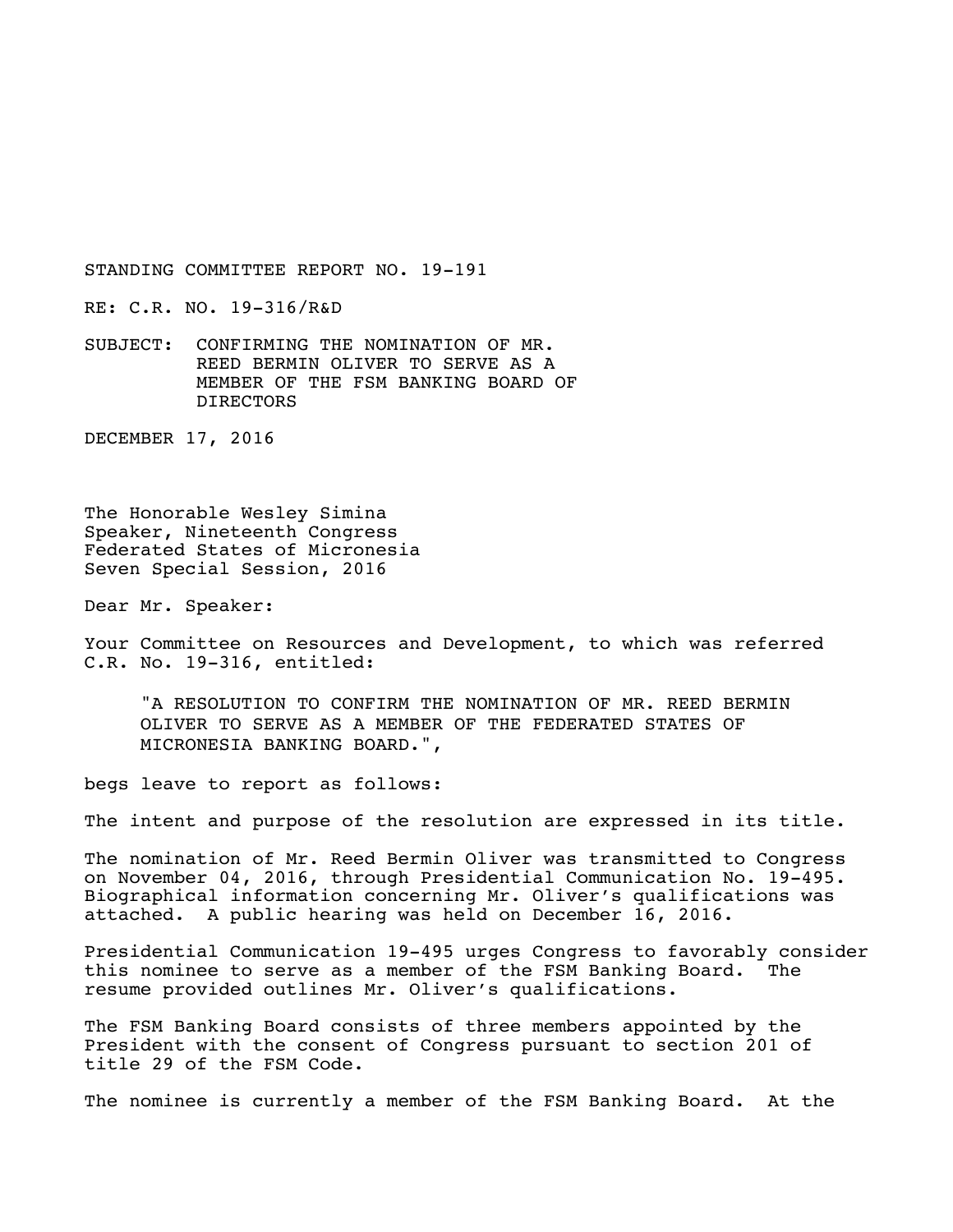STANDING COMMITTEE REPORT NO. 19-191

RE: C.R. NO. 19-316/R&D

SUBJECT: CONFIRMING THE NOMINATION OF MR. REED BERMIN OLIVER TO SERVE AS A MEMBER OF THE FSM BANKING BOARD OF DIRECTORS

DECEMBER 17, 2016

The Honorable Wesley Simina
Speaker, Nineteenth Congress
Federated States of Micronesia
Seven Special Session, 2016

Dear Mr. Speaker:

Your Committee on Resources and Development, to which was referred C.R. No. 19-316, entitled:

> "A RESOLUTION TO CONFIRM THE NOMINATION OF MR. REED BERMIN OLIVER TO SERVE AS A MEMBER OF THE FEDERATED STATES OF MICRONESIA BANKING BOARD.",

begs leave to report as follows:

The intent and purpose of the resolution are expressed in its title.

The nomination of Mr. Reed Bermin Oliver was transmitted to Congress on November 04, 2016, through Presidential Communication No. 19-495. Biographical information concerning Mr. Oliver's qualifications was attached. A public hearing was held on December 16, 2016.

Presidential Communication 19-495 urges Congress to favorably consider this nominee to serve as a member of the FSM Banking Board. The resume provided outlines Mr. Oliver's qualifications.

The FSM Banking Board consists of three members appointed by the President with the consent of Congress pursuant to section 201 of title 29 of the FSM Code.

The nominee is currently a member of the FSM Banking Board. At the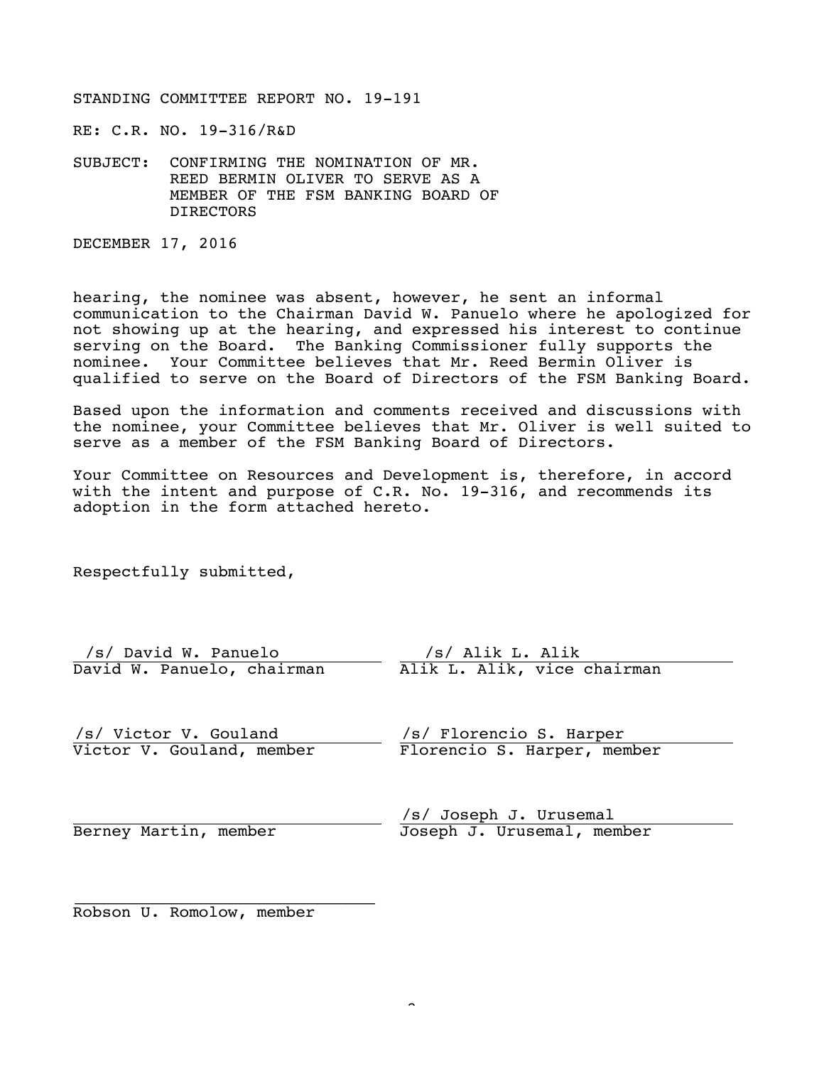STANDING COMMITTEE REPORT NO. 19-191

RE: C.R. NO. 19-316/R&D

SUBJECT: CONFIRMING THE NOMINATION OF MR. REED BERMIN OLIVER TO SERVE AS A MEMBER OF THE FSM BANKING BOARD OF DIRECTORS

DECEMBER 17, 2016

hearing, the nominee was absent, however, he sent an informal communication to the Chairman David W. Panuelo where he apologized for not showing up at the hearing, and expressed his interest to continue serving on the Board. The Banking Commissioner fully supports the nominee. Your Committee believes that Mr. Reed Bermin Oliver is qualified to serve on the Board of Directors of the FSM Banking Board.

Based upon the information and comments received and discussions with the nominee, your Committee believes that Mr. Oliver is well suited to serve as a member of the FSM Banking Board of Directors.

Your Committee on Resources and Development is, therefore, in accord with the intent and purpose of C.R. No. 19-316, and recommends its adoption in the form attached hereto.

Respectfully submitted,

| | |
|---|---|
| /s/ David W. Panuelo | /s/ Alik L. Alik |
| David W. Panuelo, chairman | Alik L. Alik, vice chairman |
| /s/ Victor V. Gouland | /s/ Florencio S. Harper |
| Victor V. Gouland, member | Florencio S. Harper, member |
| | /s/ Joseph J. Urusemal |
| Berney Martin, member | Joseph J. Urusemal, member |
| | |
| Robson U. Romolow, member | |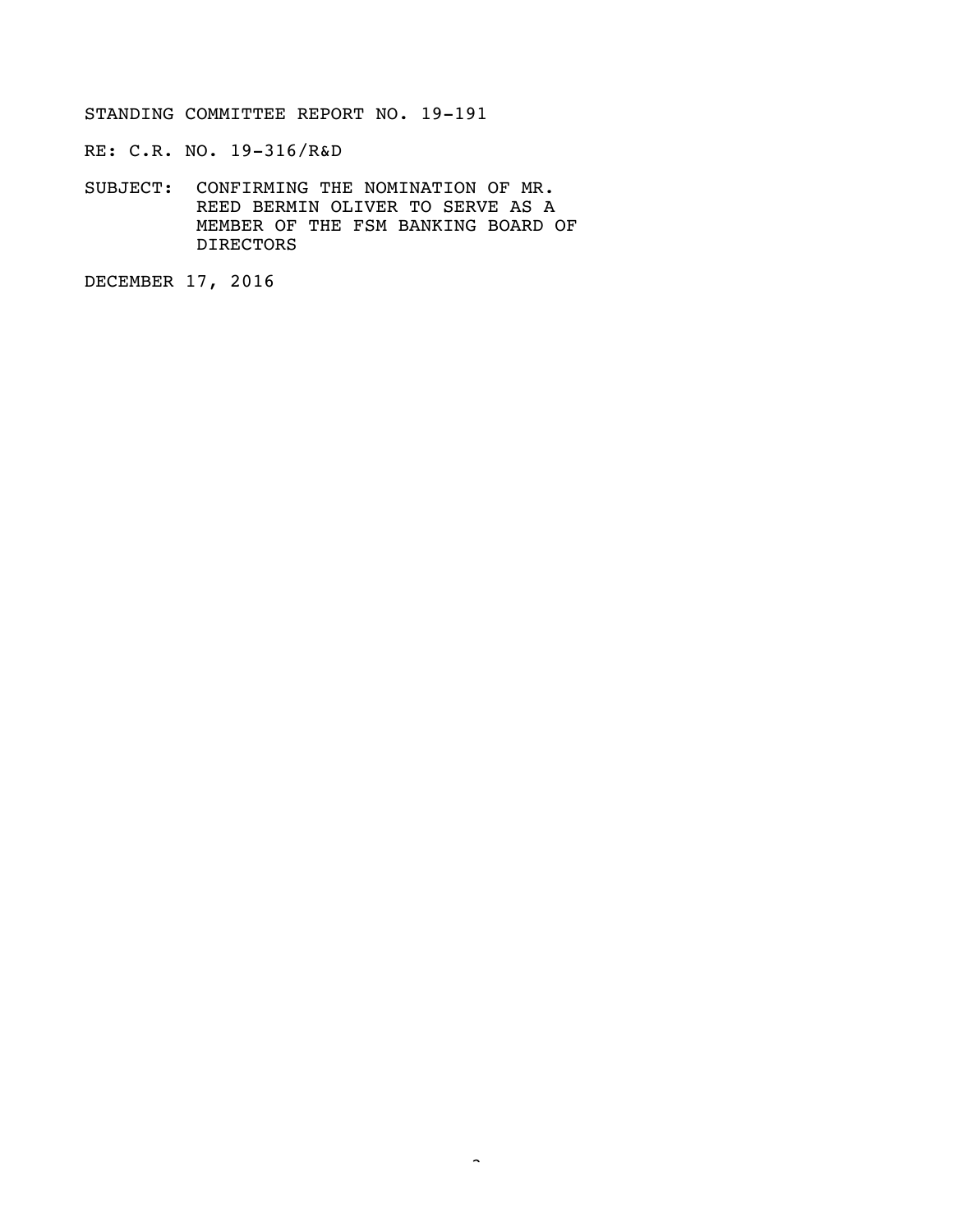STANDING COMMITTEE REPORT NO. 19-191

RE: C.R. NO. 19-316/R&D

SUBJECT: CONFIRMING THE NOMINATION OF MR. REED BERMIN OLIVER TO SERVE AS A MEMBER OF THE FSM BANKING BOARD OF DIRECTORS

DECEMBER 17, 2016